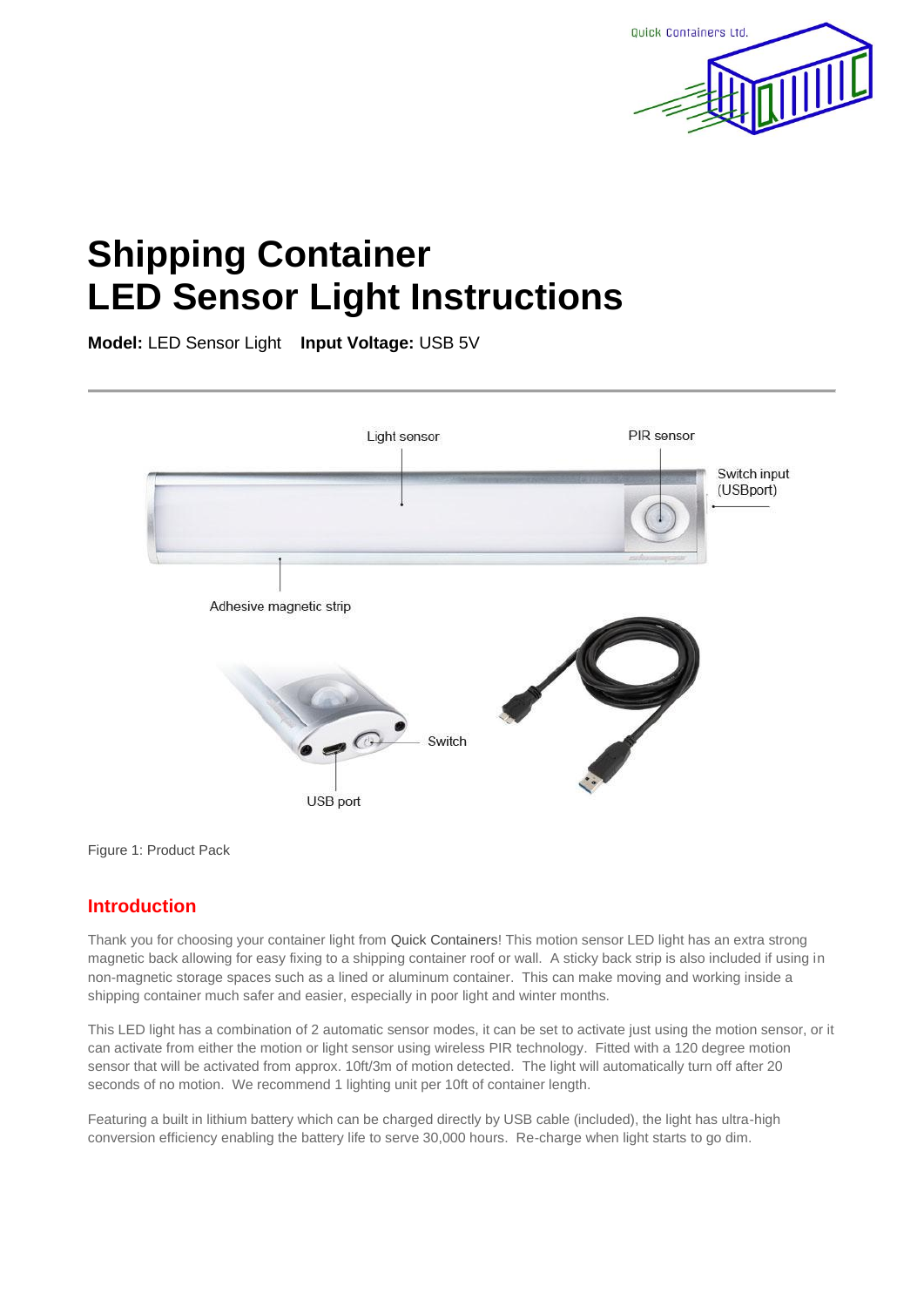# Shipping Container LED Sensor Light Instructions

**Model:** LED Sensor Light **Input Voltage:** USB 5V

---

Light sensor

PIR sensor

Switch input (USBport)

Adhesive magnetic strip

Switch

USB port

Figure 1: Product Pack

## Introduction

Thank you for choosing your container light from Quick Containers! This motion sensor LED light has an extra strong magnetic back allowing for easy fixing to a shipping container roof or wall. A sticky back strip is also included if using in non-magnetic storage spaces such as a lined or aluminum container. This can make moving and working inside a shipping container much safer and easier, especially in poor light and winter months.

This LED light has a combination of 2 automatic sensor modes, it can be set to activate just using the motion sensor, or it can activate from either the motion or light sensor using wireless PIR technology. Fitted with a 120 degree motion sensor that will be activated from approx. 10ft/3m of motion detected. The light will automatically turn off after 20 seconds of no motion. We recommend 1 lighting unit per 10ft of container length.

Featuring a built in lithium battery which can be charged directly by USB cable (included), the light has ultra-high conversion efficiency enabling the battery life to serve 30,000 hours. Re-charge when light starts to go dim.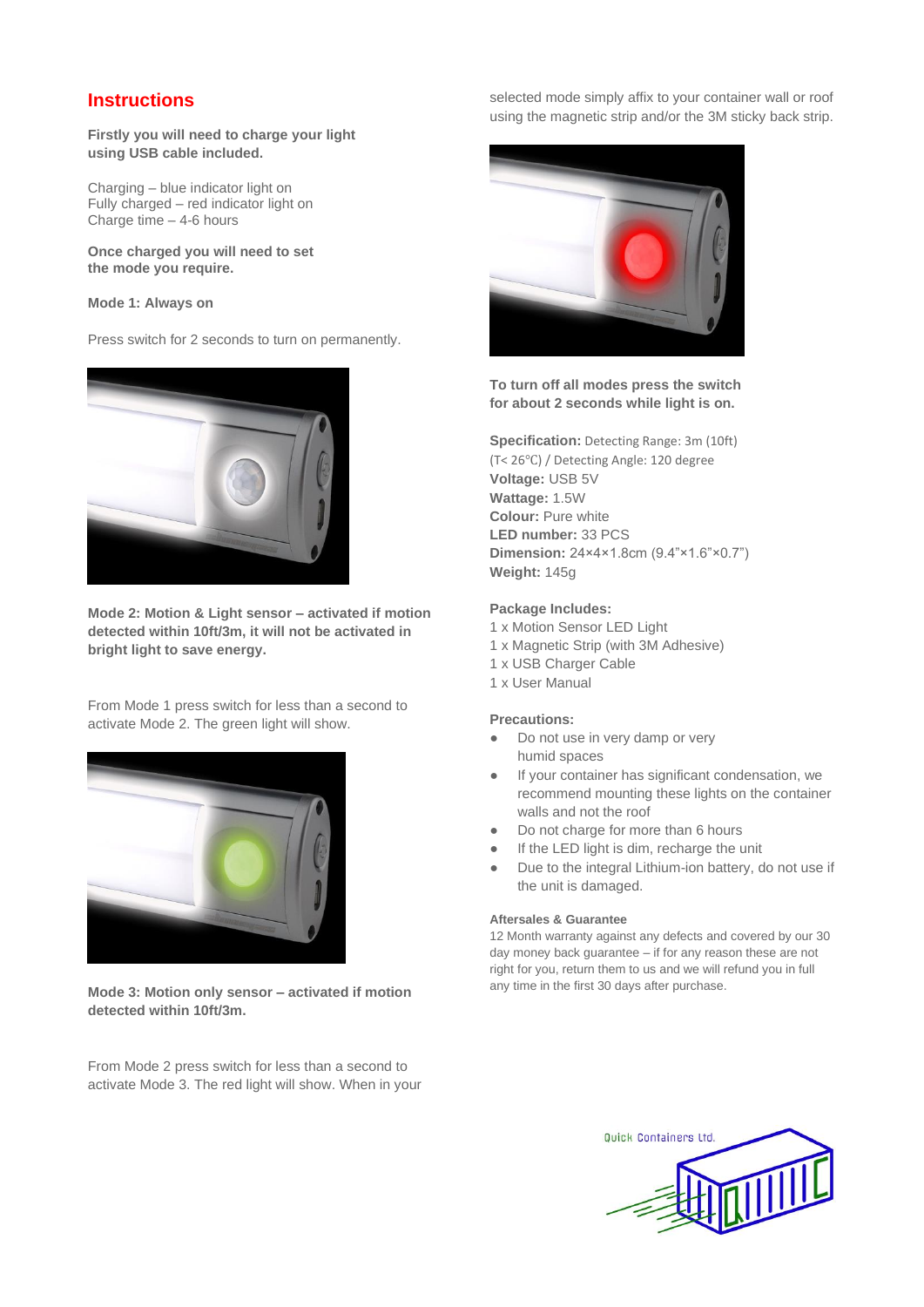## Instructions

**Firstly you will need to charge your light using USB cable included.**

Charging – blue indicator light on
Fully charged – red indicator light on
Charge time – 4-6 hours

**Once charged you will need to set the mode you require.**

**Mode 1: Always on**

Press switch for 2 seconds to turn on permanently.

**Mode 2: Motion & Light sensor – activated if motion detected within 10ft/3m, it will not be activated in bright light to save energy.**

From Mode 1 press switch for less than a second to activate Mode 2. The green light will show.

**Mode 3: Motion only sensor – activated if motion detected within 10ft/3m.**

From Mode 2 press switch for less than a second to activate Mode 3. The red light will show. When in your selected mode simply affix to your container wall or roof using the magnetic strip and/or the 3M sticky back strip.

**To turn off all modes press the switch for about 2 seconds while light is on.**

**Specification:** Detecting Range: 3m (10ft) (T< 26℃) / Detecting Angle: 120 degree
**Voltage:** USB 5V
**Wattage:** 1.5W
**Colour:** Pure white
**LED number:** 33 PCS
**Dimension:** 24×4×1.8cm (9.4”×1.6”×0.7”)
**Weight:** 145g

**Package Includes:**
1 x Motion Sensor LED Light
1 x Magnetic Strip (with 3M Adhesive)
1 x USB Charger Cable
1 x User Manual

**Precautions:**

- Do not use in very damp or very humid spaces
- If your container has significant condensation, we recommend mounting these lights on the container walls and not the roof
- Do not charge for more than 6 hours
- If the LED light is dim, recharge the unit
- Due to the integral Lithium-ion battery, do not use if the unit is damaged.

**Aftersales & Guarantee**

12 Month warranty against any defects and covered by our 30 day money back guarantee – if for any reason these are not right for you, return them to us and we will refund you in full any time in the first 30 days after purchase.

Quick Containers Ltd.